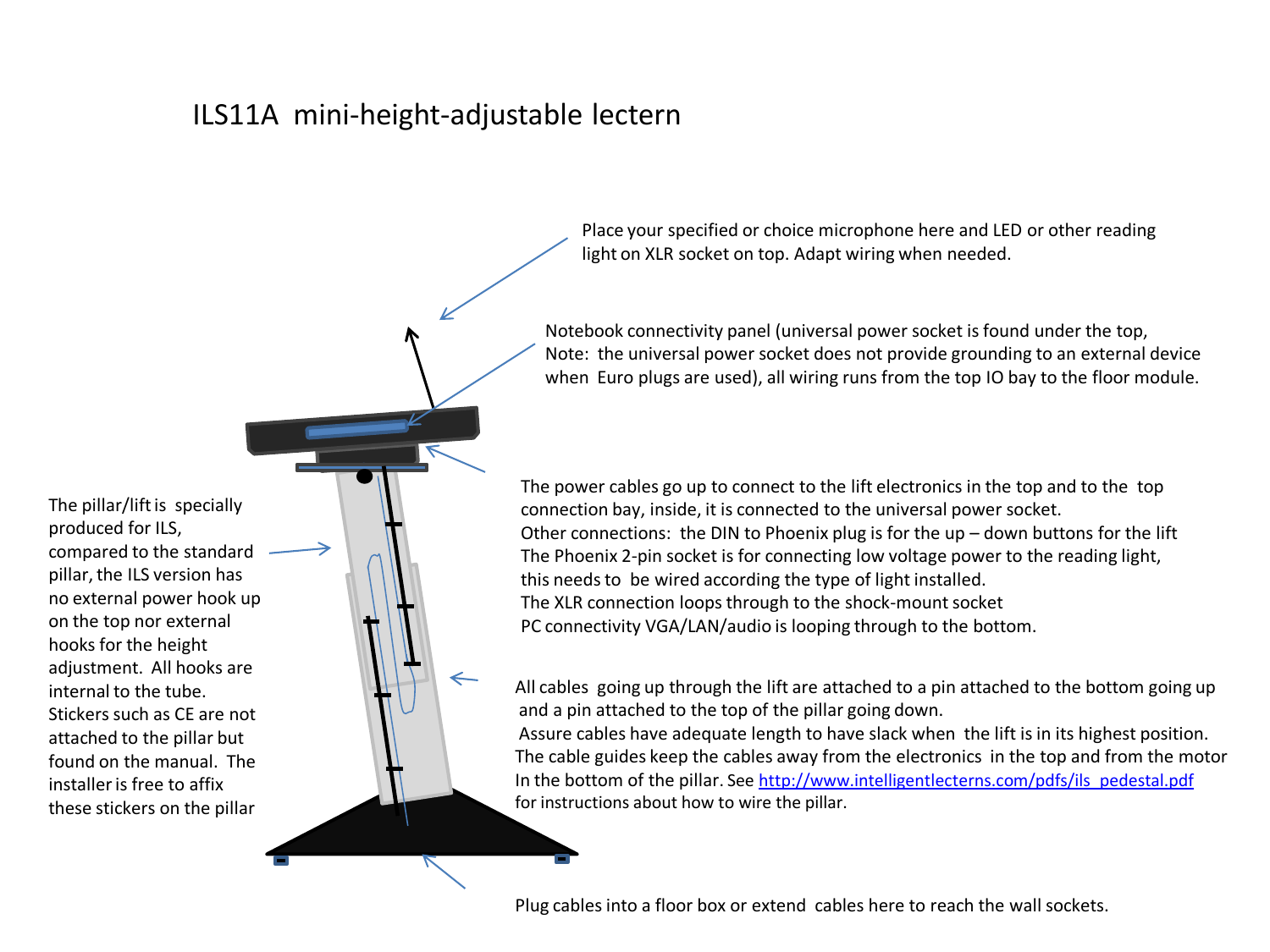# ILS11A mini-height-adjustable lectern

Place your specified or choice microphone here and LED or other reading light on XLR socket on top. Adapt wiring when needed.

Notebook connectivity panel (universal power socket is found under the top, Note: the universal power socket does not provide grounding to an external device when Euro plugs are used), all wiring runs from the top IO bay to the floor module.

The pillar/lift is specially produced for ILS, compared to the standard pillar, the ILS version has no external power hook up on the top nor external hooks for the height adjustment. All hooks are internal to the tube. Stickers such as CE are not attached to the pillar but found on the manual. The installer is free to affix these stickers on the pillar

The power cables go up to connect to the lift electronics in the top and to the top connection bay, inside, it is connected to the universal power socket.
Other connections: the DIN to Phoenix plug is for the up – down buttons for the lift
The Phoenix 2-pin socket is for connecting low voltage power to the reading light, this needs to be wired according the type of light installed.
The XLR connection loops through to the shock-mount socket
PC connectivity VGA/LAN/audio is looping through to the bottom.

All cables going up through the lift are attached to a pin attached to the bottom going up and a pin attached to the top of the pillar going down.
Assure cables have adequate length to have slack when the lift is in its highest position.
The cable guides keep the cables away from the electronics in the top and from the motor In the bottom of the pillar. See [http://www.intelligentlecterns.com/pdfs/ils_pedestal.pdf](http://www.intelligentlecterns.com/pdfs/ils_pedestal.pdf) for instructions about how to wire the pillar.

Plug cables into a floor box or extend cables here to reach the wall sockets.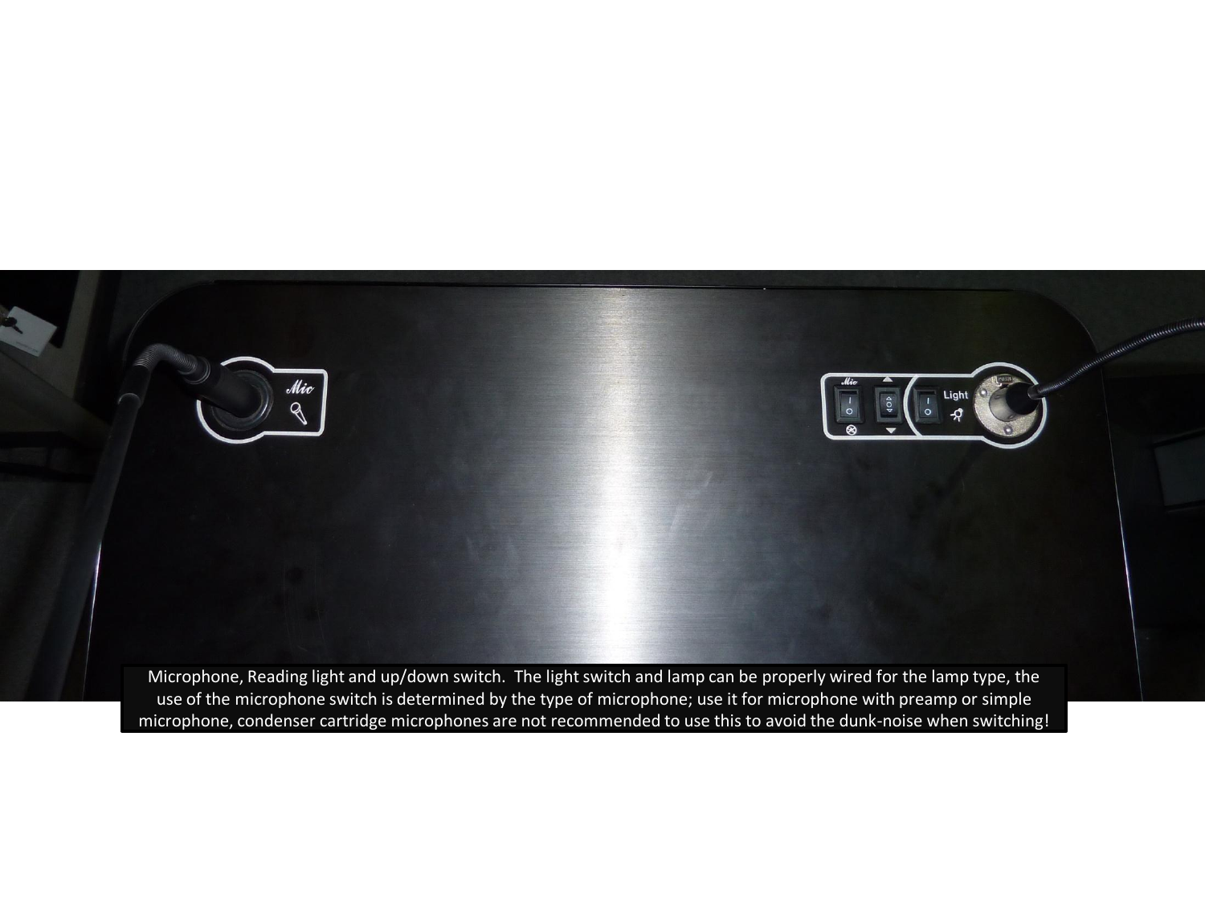Microphone, Reading light and up/down switch. The light switch and lamp can be properly wired for the lamp type, the use of the microphone switch is determined by the type of microphone; use it for microphone with preamp or simple microphone, condenser cartridge microphones are not recommended to use this to avoid the dunk-noise when switching!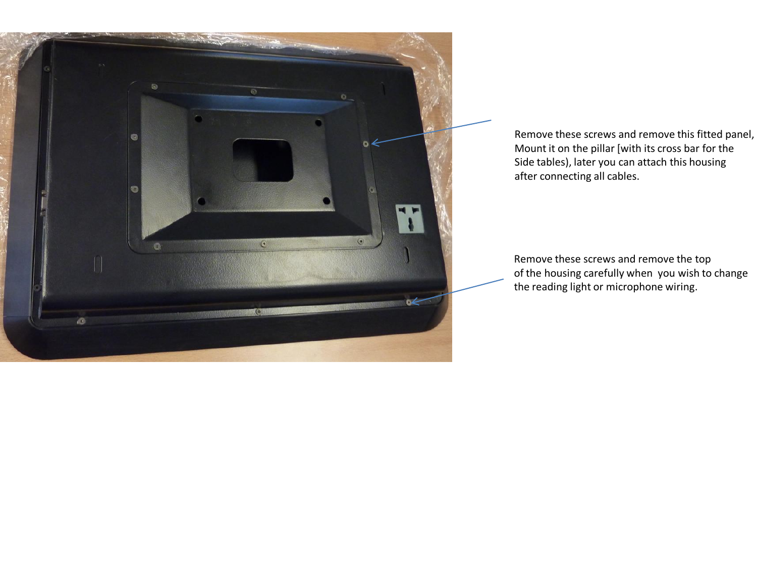Remove these screws and remove this fitted panel, Mount it on the pillar [with its cross bar for the Side tables), later you can attach this housing after connecting all cables.

Remove these screws and remove the top of the housing carefully when you wish to change the reading light or microphone wiring.